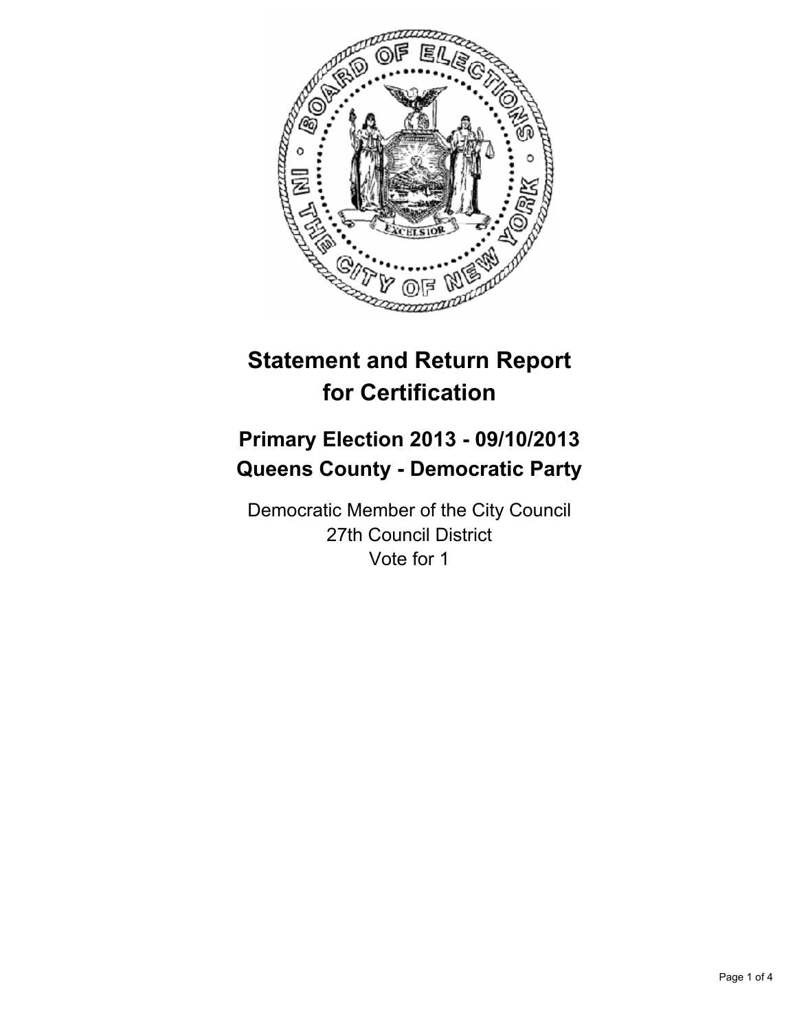# Statement and Return Report for Certification

## Primary Election 2013 - 09/10/2013
## Queens County - Democratic Party

Democratic Member of the City Council
27th Council District
Vote for 1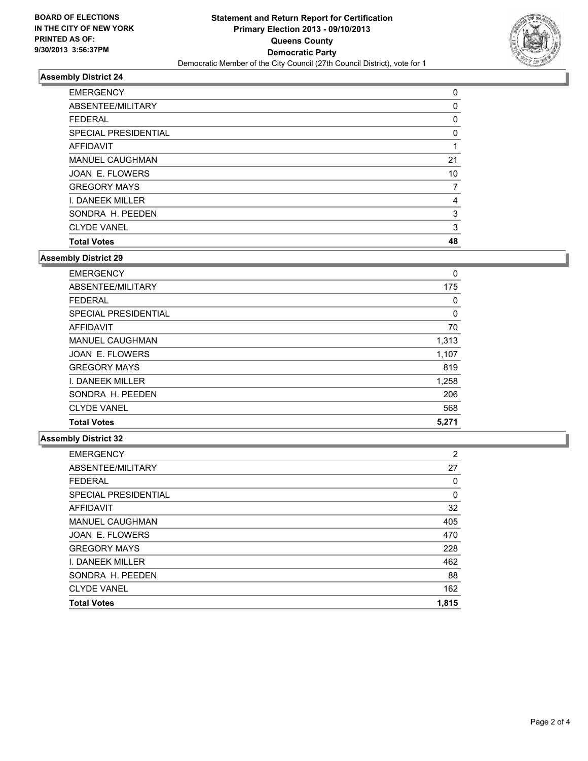**BOARD OF ELECTIONS IN THE CITY OF NEW YORK PRINTED AS OF: 9/30/2013 3:56:37PM**

# Statement and Return Report for Certification
## Primary Election 2013 - 09/10/2013
## Queens County
## Democratic Party
Democratic Member of the City Council (27th Council District), vote for 1

### Assembly District 24

| | |
|---|---|
| EMERGENCY | 0 |
| ABSENTEE/MILITARY | 0 |
| FEDERAL | 0 |
| SPECIAL PRESIDENTIAL | 0 |
| AFFIDAVIT | 1 |
| MANUEL CAUGHMAN | 21 |
| JOAN E. FLOWERS | 10 |
| GREGORY MAYS | 7 |
| I. DANEEK MILLER | 4 |
| SONDRA H. PEEDEN | 3 |
| CLYDE VANEL | 3 |
| **Total Votes** | **48** |

### Assembly District 29

| | |
|---|---|
| EMERGENCY | 0 |
| ABSENTEE/MILITARY | 175 |
| FEDERAL | 0 |
| SPECIAL PRESIDENTIAL | 0 |
| AFFIDAVIT | 70 |
| MANUEL CAUGHMAN | 1,313 |
| JOAN E. FLOWERS | 1,107 |
| GREGORY MAYS | 819 |
| I. DANEEK MILLER | 1,258 |
| SONDRA H. PEEDEN | 206 |
| CLYDE VANEL | 568 |
| **Total Votes** | **5,271** |

### Assembly District 32

| | |
|---|---|
| EMERGENCY | 2 |
| ABSENTEE/MILITARY | 27 |
| FEDERAL | 0 |
| SPECIAL PRESIDENTIAL | 0 |
| AFFIDAVIT | 32 |
| MANUEL CAUGHMAN | 405 |
| JOAN E. FLOWERS | 470 |
| GREGORY MAYS | 228 |
| I. DANEEK MILLER | 462 |
| SONDRA H. PEEDEN | 88 |
| CLYDE VANEL | 162 |
| **Total Votes** | **1,815** |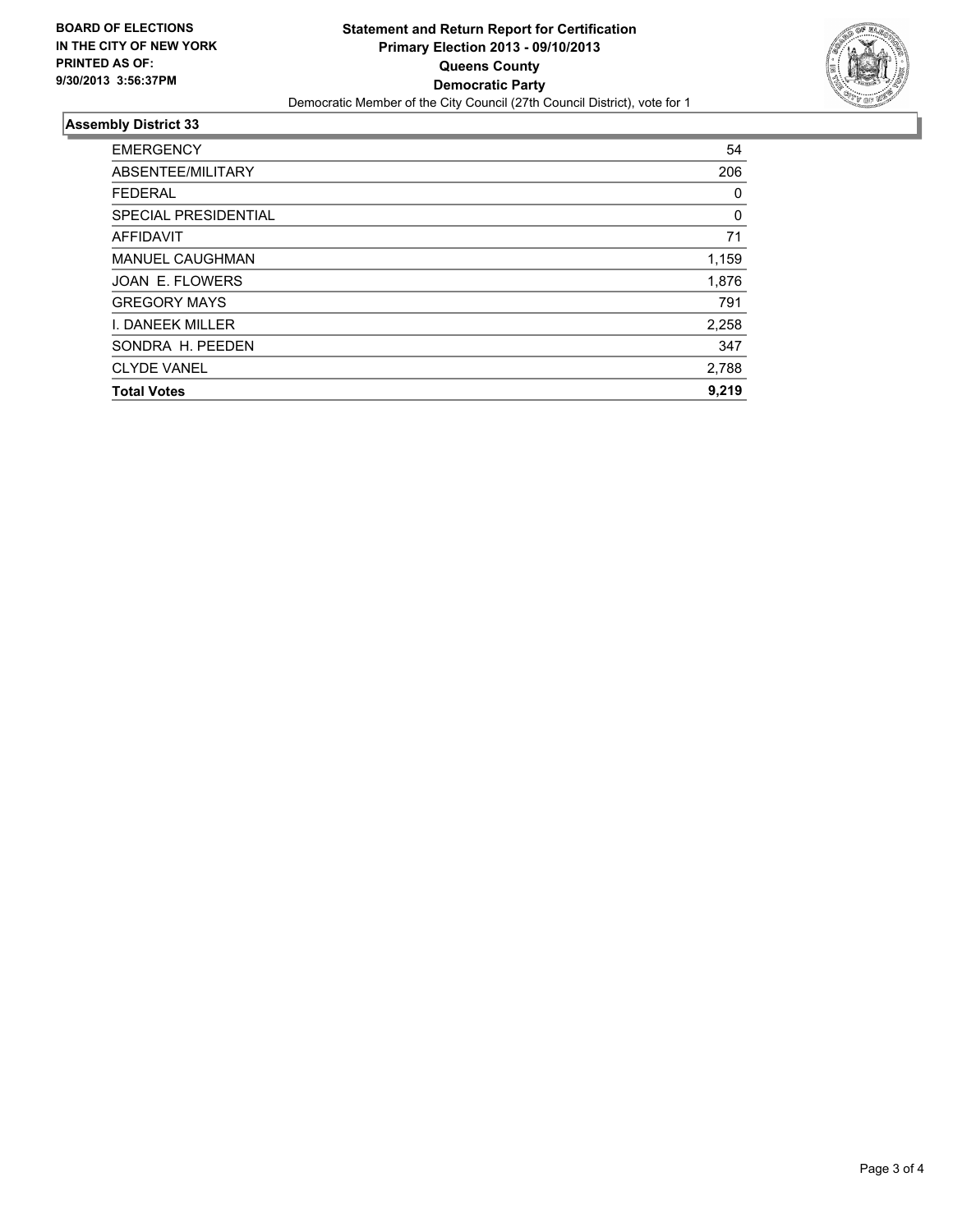**BOARD OF ELECTIONS IN THE CITY OF NEW YORK PRINTED AS OF: 9/30/2013 3:56:37PM**

# Statement and Return Report for Certification
## Primary Election 2013 - 09/10/2013
## Queens County
## Democratic Party

Democratic Member of the City Council (27th Council District), vote for 1

### Assembly District 33

| | |
|---|---|
| EMERGENCY | 54 |
| ABSENTEE/MILITARY | 206 |
| FEDERAL | 0 |
| SPECIAL PRESIDENTIAL | 0 |
| AFFIDAVIT | 71 |
| MANUEL CAUGHMAN | 1,159 |
| JOAN E. FLOWERS | 1,876 |
| GREGORY MAYS | 791 |
| I. DANEEK MILLER | 2,258 |
| SONDRA H. PEEDEN | 347 |
| CLYDE VANEL | 2,788 |
| **Total Votes** | **9,219** |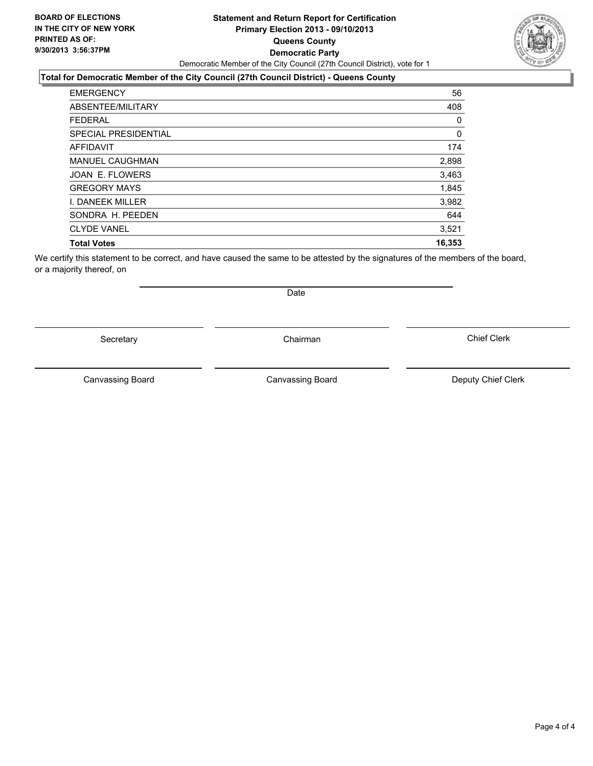**BOARD OF ELECTIONS IN THE CITY OF NEW YORK PRINTED AS OF: 9/30/2013 3:56:37PM**

# Statement and Return Report for Certification
## Primary Election 2013 - 09/10/2013
## Queens County
## Democratic Party

Democratic Member of the City Council (27th Council District), vote for 1

### Total for Democratic Member of the City Council (27th Council District) - Queens County

| | |
|---|---|
| EMERGENCY | 56 |
| ABSENTEE/MILITARY | 408 |
| FEDERAL | 0 |
| SPECIAL PRESIDENTIAL | 0 |
| AFFIDAVIT | 174 |
| MANUEL CAUGHMAN | 2,898 |
| JOAN E. FLOWERS | 3,463 |
| GREGORY MAYS | 1,845 |
| I. DANEEK MILLER | 3,982 |
| SONDRA H. PEEDEN | 644 |
| CLYDE VANEL | 3,521 |
| **Total Votes** | **16,353** |

We certify this statement to be correct, and have caused the same to be attested by the signatures of the members of the board, or a majority thereof, on

Date

Secretary | Chairman | Chief Clerk

Canvassing Board | Canvassing Board | Deputy Chief Clerk